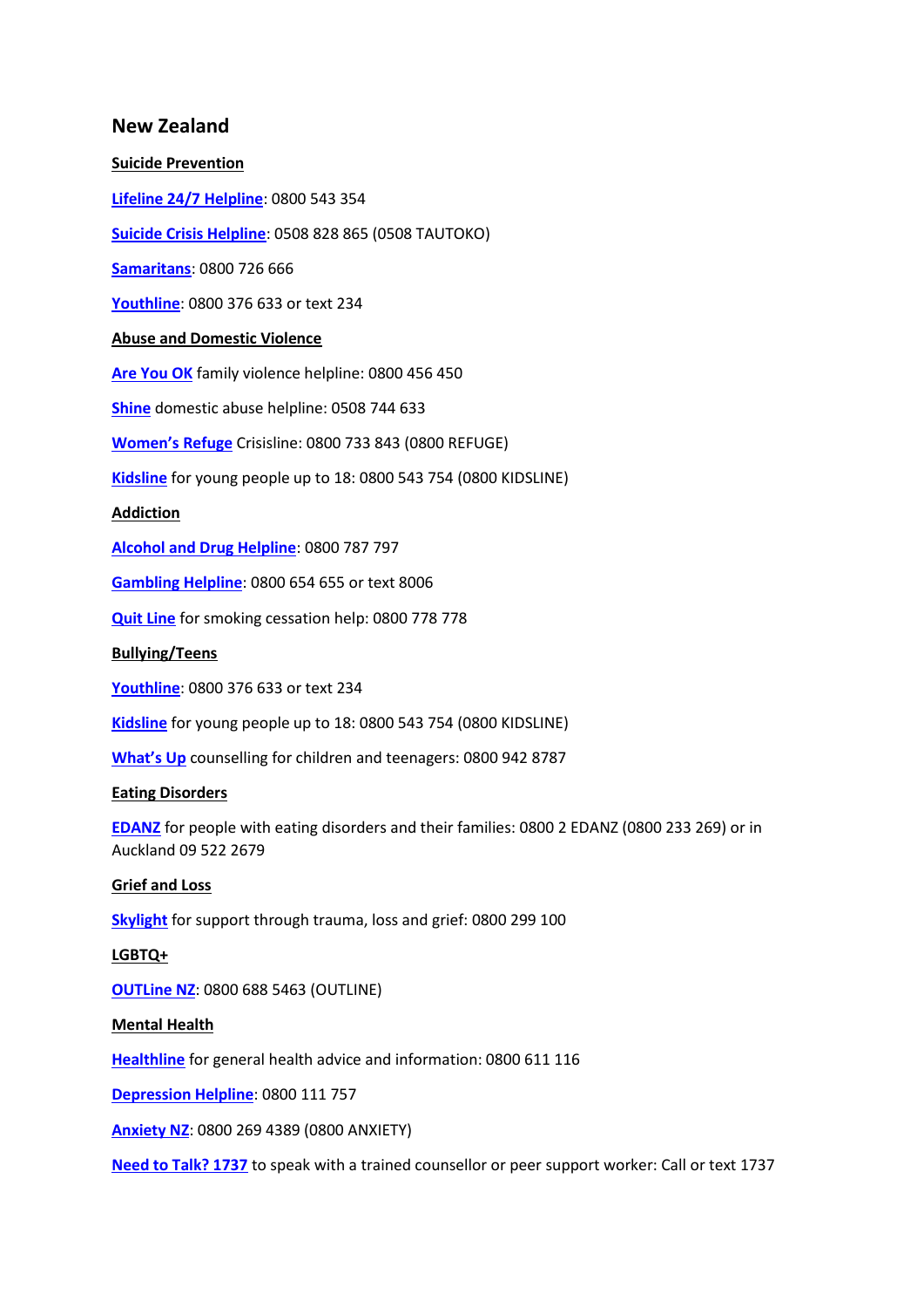## New Zealand

**Suicide Prevention**

**Lifeline 24/7 Helpline**: 0800 543 354

**Suicide Crisis Helpline**: 0508 828 865 (0508 TAUTOKO)

**Samaritans**: 0800 726 666

**Youthline**: 0800 376 633 or text 234

**Abuse and Domestic Violence**

**Are You OK** family violence helpline: 0800 456 450

**Shine** domestic abuse helpline: 0508 744 633

**Women's Refuge** Crisisline: 0800 733 843 (0800 REFUGE)

**Kidsline** for young people up to 18: 0800 543 754 (0800 KIDSLINE)

**Addiction**

**Alcohol and Drug Helpline**: 0800 787 797

**Gambling Helpline**: 0800 654 655 or text 8006

**Quit Line** for smoking cessation help: 0800 778 778

**Bullying/Teens**

**Youthline**: 0800 376 633 or text 234

**Kidsline** for young people up to 18: 0800 543 754 (0800 KIDSLINE)

**What's Up** counselling for children and teenagers: 0800 942 8787

**Eating Disorders**

**EDANZ** for people with eating disorders and their families: 0800 2 EDANZ (0800 233 269) or in Auckland 09 522 2679

**Grief and Loss**

**Skylight** for support through trauma, loss and grief: 0800 299 100

**LGBTQ+**

**OUTLine NZ**: 0800 688 5463 (OUTLINE)

**Mental Health**

**Healthline** for general health advice and information: 0800 611 116

**Depression Helpline**: 0800 111 757

**Anxiety NZ**: 0800 269 4389 (0800 ANXIETY)

**Need to Talk? 1737** to speak with a trained counsellor or peer support worker: Call or text 1737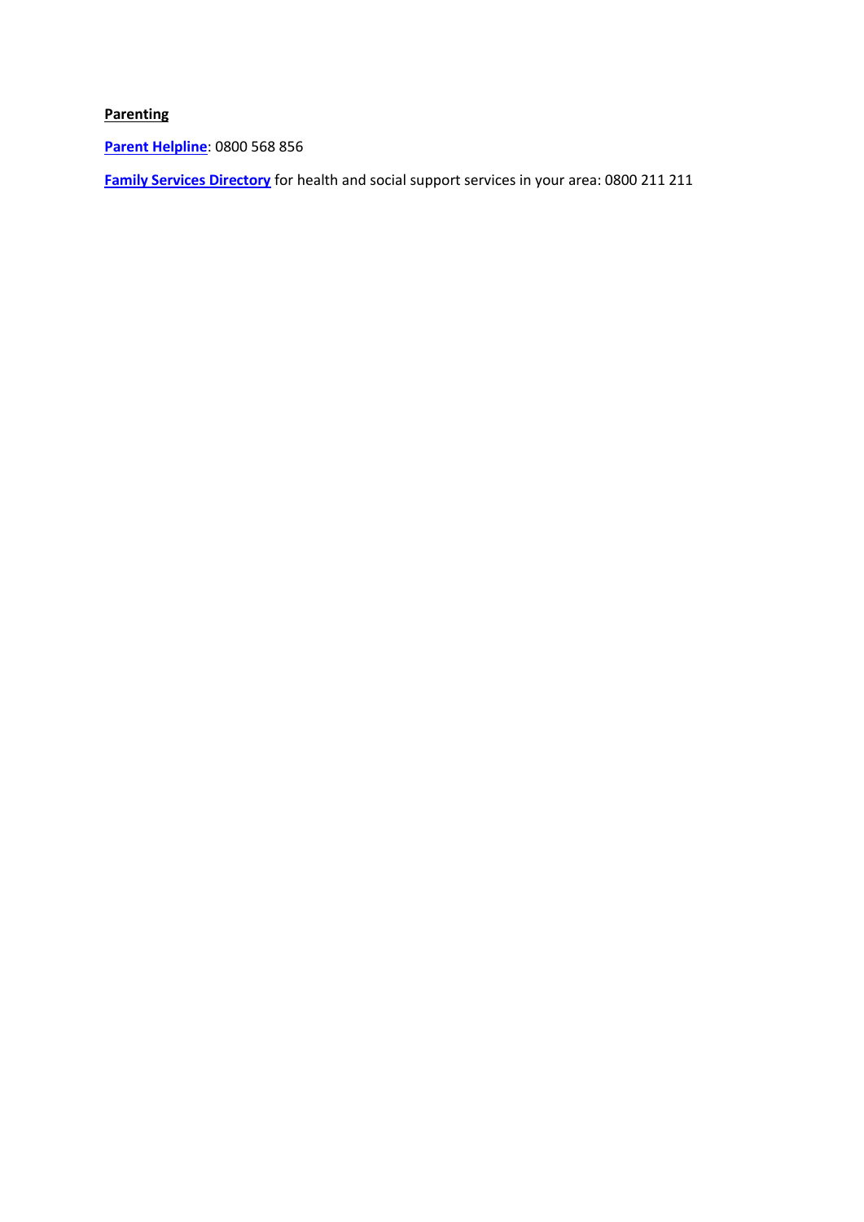**Parenting**

**Parent Helpline**: 0800 568 856

**Family Services Directory** for health and social support services in your area: 0800 211 211